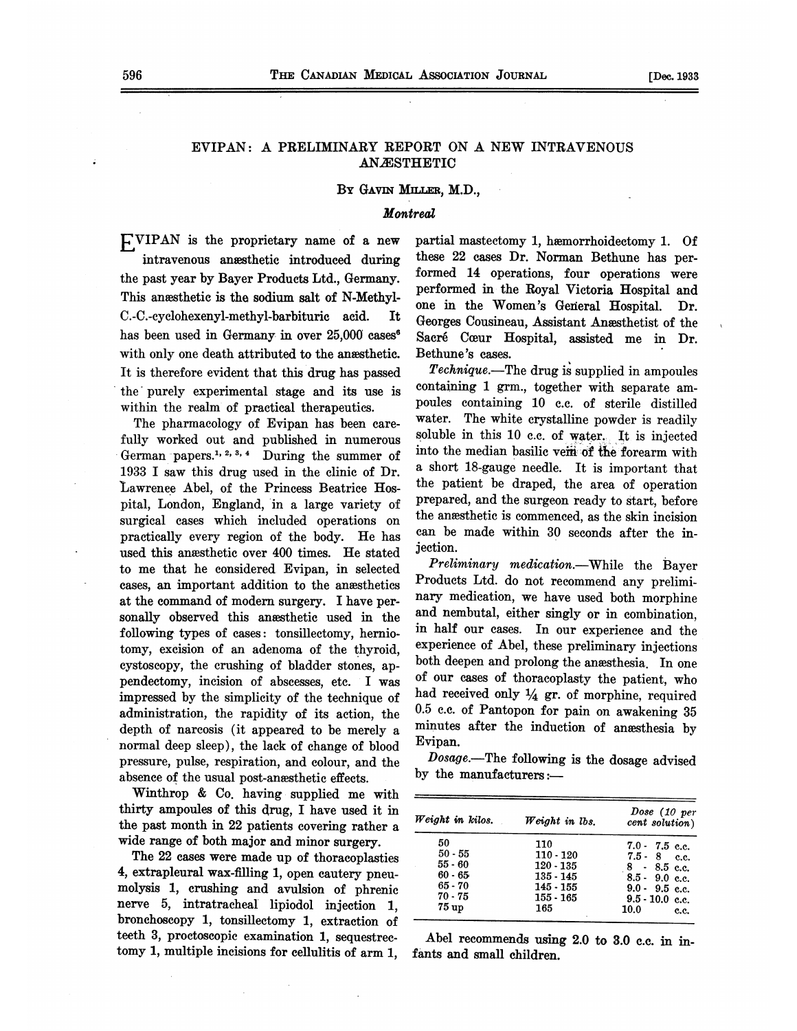# EVIPAN: A PRELIMINARY REPORT ON A NEW INTRAVENOUS ANÆSTHETIC

By Gavin Miller, M.D.,

*Montreal*

Evipan is the proprietary name of a new intravenous anæsthetic introduced during the past year by Bayer Products Ltd., Germany. This anæsthetic is the sodium salt of N-Methyl-C.-C.-cyclohexenyl-methyl-barbituric acid. It has been used in Germany in over 25,000 cases[6] with only one death attributed to the anæsthetic. It is therefore evident that this drug has passed the purely experimental stage and its use is within the realm of practical therapeutics.

The pharmacology of Evipan has been carefully worked out and published in numerous German papers.[1, 2, 3, 4] During the summer of 1933 I saw this drug used in the clinic of Dr. Lawrence Abel, of the Princess Beatrice Hospital, London, England, in a large variety of surgical cases which included operations on practically every region of the body. He has used this anæsthetic over 400 times. He stated to me that he considered Evipan, in selected cases, an important addition to the anæsthetics at the command of modern surgery. I have personally observed this anæsthetic used in the following types of cases: tonsillectomy, herniotomy, excision of an adenoma of the thyroid, cystoscopy, the crushing of bladder stones, appendectomy, incision of abscesses, etc. I was impressed by the simplicity of the technique of administration, the rapidity of its action, the depth of narcosis (it appeared to be merely a normal deep sleep), the lack of change of blood pressure, pulse, respiration, and colour, and the absence of the usual post-anæsthetic effects.

Winthrop & Co. having supplied me with thirty ampoules of this drug, I have used it in the past month in 22 patients covering rather a wide range of both major and minor surgery.

The 22 cases were made up of thoracoplasties 4, extrapleural wax-filling 1, open cautery pneumolysis 1, crushing and avulsion of phrenic nerve 5, intratracheal lipiodol injection 1, bronchoscopy 1, tonsillectomy 1, extraction of teeth 3, proctoscopic examination 1, sequestrectomy 1, multiple incisions for cellulitis of arm 1, partial mastectomy 1, hæmorrhoidectomy 1. Of these 22 cases Dr. Norman Bethune has performed 14 operations, four operations were performed in the Royal Victoria Hospital and one in the Women's General Hospital. Dr. Georges Cousineau, Assistant Anæsthetist of the Sacré Cœur Hospital, assisted me in Dr. Bethune's cases.

*Technique.*—The drug is supplied in ampoules containing 1 grm., together with separate ampoules containing 10 c.c. of sterile distilled water. The white crystalline powder is readily soluble in this 10 c.c. of water. It is injected into the median basilic vein of the forearm with a short 18-gauge needle. It is important that the patient be draped, the area of operation prepared, and the surgeon ready to start, before the anæsthetic is commenced, as the skin incision can be made within 30 seconds after the injection.

*Preliminary medication.*—While the Bayer Products Ltd. do not recommend any preliminary medication, we have used both morphine and nembutal, either singly or in combination, in half our cases. In our experience and the experience of Abel, these preliminary injections both deepen and prolong the anæsthesia. In one of our cases of thoracoplasty the patient, who had received only ¼ gr. of morphine, required 0.5 c.c. of Pantopon for pain on awakening 35 minutes after the induction of anæsthesia by Evipan.

*Dosage.*—The following is the dosage advised by the manufacturers:—

| *Weight in kilos.* | *Weight in lbs.* | *Dose (10 per cent solution)* |
|---|---|---|
| 50 | 110 | 7.0 - 7.5 c.c. |
| 50 - 55 | 110 - 120 | 7.5 - 8 c.c. |
| 55 - 60 | 120 - 135 | 8 - 8.5 c.c. |
| 60 - 65 | 135 - 145 | 8.5 - 9.0 c.c. |
| 65 - 70 | 145 - 155 | 9.0 - 9.5 c.c. |
| 70 - 75 | 155 - 165 | 9.5 - 10.0 c.c. |
| 75 up | 165 | 10.0 c.c. |

Abel recommends using 2.0 to 3.0 c.c. in infants and small children.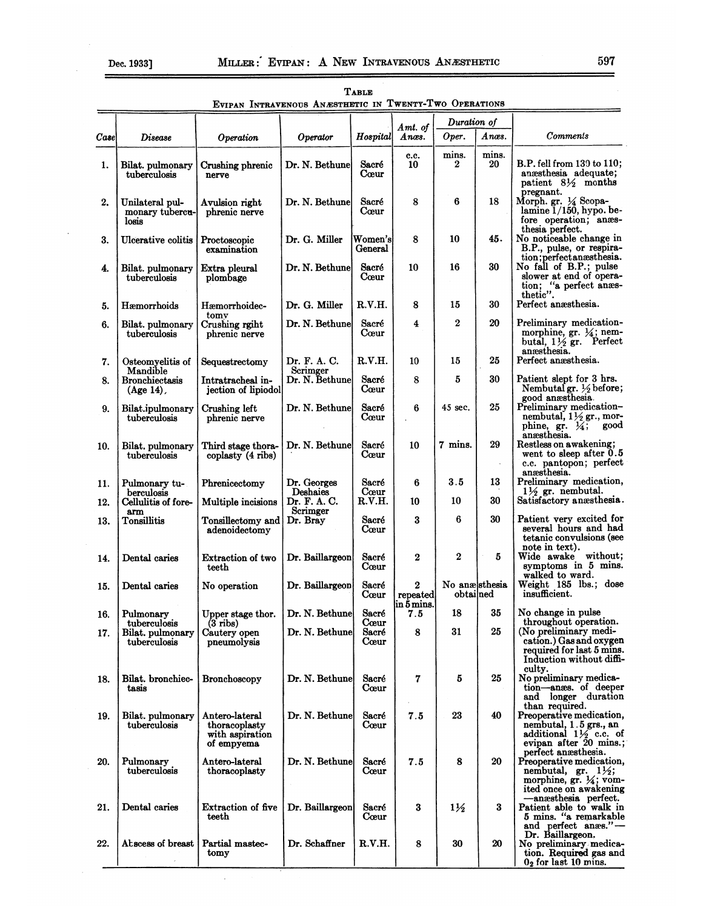**Table**

Evipan Intravenous Anæsthetic in Twenty-Two Operations

| Case | Disease | Operation | Operator | Hospital | Amt. of Anæs. | Duration of Oper. | Duration of Anæs. | Comments |
|---|---|---|---|---|---|---|---|---|
| | | | | | c.c. | mins. | mins. | |
| 1. | Bilat. pulmonary tuberculosis | Crushing phrenic nerve | Dr. N. Bethune | Sacré Cœur | 10 | 2 | 20 | B.P. fell from 130 to 110; anæsthesia adequate; patient 8½ months pregnant. |
| 2. | Unilateral pulmonary tuberculosis | Avulsion right phrenic nerve | Dr. N. Bethune | Sacré Cœur | 8 | 6 | 18 | Morph. gr. ¼ Scopalamine 1/150, hypo. before operation; anæsthesia perfect. |
| 3. | Ulcerative colitis | Proctoscopic examination | Dr. G. Miller | Women's General | 8 | 10 | 45. | No noticeable change in B.P., pulse, or respiration; perfect anæsthesia. |
| 4. | Bilat. pulmonary tuberculosis | Extra pleural plombage | Dr. N. Bethune | Sacré Cœur | 10 | 16 | 30 | No fall of B.P.; pulse slower at end of operation; "a perfect anæsthetic". |
| 5. | Hæmorrhoids | Hæmorrhoidectomy | Dr. G. Miller | R.V.H. | 8 | 15 | 30 | Perfect anæsthesia. |
| 6. | Bilat. pulmonary tuberculosis | Crushing rgiht phrenic nerve | Dr. N. Bethune | Sacré Cœur | 4 | 2 | 20 | Preliminary medication-morphine, gr. ¼; nembutal, 1½ gr. Perfect anæsthesia. |
| 7. | Osteomyelitis of Mandible | Sequestrectomy | Dr. F. A. C. Scrimger | R.V.H. | 10 | 15 | 25 | Perfect anæsthesia. |
| 8. | Bronchiectasis (Age 14), | Intratracheal injection of lipiodol | Dr. N. Bethune | Sacré Cœur | 8 | 5 | 30 | Patient slept for 3 hrs. Nembutal gr. ½ before; good anæsthesia. |
| 9. | Bilat. pulmonary tuberculosis | Crushing left phrenic nerve | Dr. N. Bethune | Sacré Cœur | 6 | 45 sec. | 25 | Preliminary medication–nembutal, 1½ gr., morphine, gr. ¼; good anæsthesia. |
| 10. | Bilat. pulmonary tuberculosis | Third stage thoracoplasty (4 ribs) | Dr. N. Bethune | Sacré Cœur | 10 | 7 mins. | 29 | Restless on awakening; went to sleep after 0.5 c.c. pantopon; perfect anæsthesia. |
| 11. | Pulmonary tuberculosis | Phrenicectomy | Dr. Georges Deshaies | Sacré Cœur | 6 | 3.5 | 13 | Preliminary medication, 1½ gr. nembutal. |
| 12. | Cellulitis of forearm | Multiple incisions | Dr. F. A. C. Scrimger | R.V.H. | 10 | 10 | 30 | Satisfactory anæsthesia. |
| 13. | Tonsillitis | Tonsillectomy and adenoidectomy | Dr. Bray | Sacré Cœur | 3 | 6 | 30 | Patient very excited for several hours and had tetanic convulsions (see note in text). |
| 14. | Dental caries | Extraction of two teeth | Dr. Baillargeon | Sacré Cœur | 2 | 2 | 5 | Wide awake without; symptoms in 5 mins. walked to ward. |
| 15. | Dental caries | No operation | Dr. Baillargeon | Sacré Cœur | 2 repeated in 5 mins. | No anæsthesia obtained | | Weight 185 lbs.; dose insufficient. |
| 16. | Pulmonary tuberculosis | Upper stage thor. (3 ribs) | Dr. N. Bethune | Sacré Cœur | 7.5 | 18 | 35 | No change in pulse throughout operation. |
| 17. | Bilat. pulmonary tuberculosis | Cautery open pneumolysis | Dr. N. Bethune | Sacré Cœur | 8 | 31 | 25 | (No preliminary medication.) Gas and oxygen required for last 5 mins. Induction without difficulty. |
| 18. | Bilat. bronchiectasis | Bronchoscopy | Dr. N. Bethune | Sacré Cœur | 7 | 5 | 25 | No preliminary medication—anæs. of deeper and longer duration than required. |
| 19. | Bilat. pulmonary tuberculosis | Antero-lateral thoracoplasty with aspiration of empyema | Dr. N. Bethune | Sacré Cœur | 7.5 | 23 | 40 | Preoperative medication, nembutal, 1.5 grs., an additional 1½ c.c. of evipan after 20 mins.; perfect anæsthesia. |
| 20. | Pulmonary tuberculosis | Antero-lateral thoracoplasty | Dr. N. Bethune | Sacré Cœur | 7.5 | 8 | 20 | Preoperative medication, nembutal, gr. 1½; morphine, gr. ¼; vomited once on awakening—anæsthesia perfect. |
| 21. | Dental caries | Extraction of five teeth | Dr. Baillargeon | Sacré Cœur | 3 | 1½ | 3 | Patient able to walk in 5 mins. "a remarkable and perfect anæs."—Dr. Baillargeon. |
| 22. | Abscess of breast | Partial mastectomy | Dr. Schaffner | R.V.H. | 8 | 30 | 20 | No preliminary medication. Required gas and $O_2$ for last 10 mins. |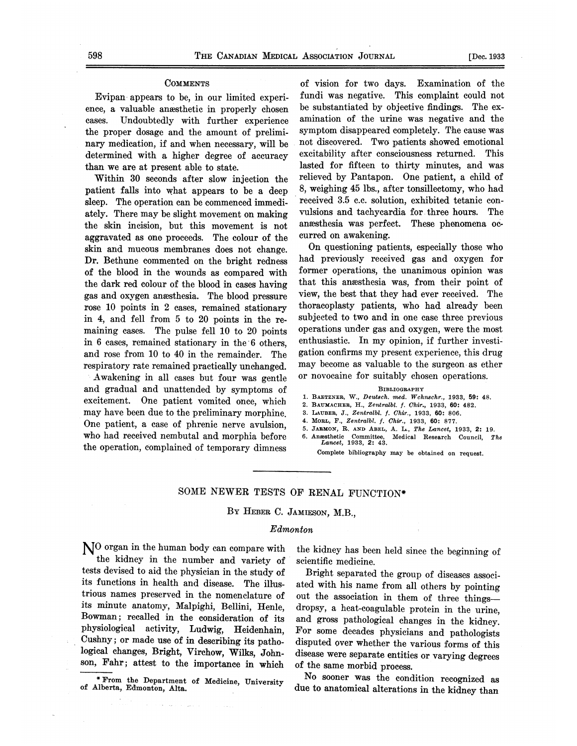## Comments

Evipan appears to be, in our limited experience, a valuable anæsthetic in properly chosen cases. Undoubtedly with further experience the proper dosage and the amount of preliminary medication, if and when necessary, will be determined with a higher degree of accuracy than we are at present able to state.

Within 30 seconds after slow injection the patient falls into what appears to be a deep sleep. The operation can be commenced immediately. There may be slight movement on making the skin incision, but this movement is not aggravated as one proceeds. The colour of the skin and mucous membranes does not change. Dr. Bethune commented on the bright redness of the blood in the wounds as compared with the dark red colour of the blood in cases having gas and oxygen anæsthesia. The blood pressure rose 10 points in 2 cases, remained stationary in 4, and fell from 5 to 20 points in the remaining cases. The pulse fell 10 to 20 points in 6 cases, remained stationary in the 6 others, and rose from 10 to 40 in the remainder. The respiratory rate remained practically unchanged.

Awakening in all cases but four was gentle and gradual and unattended by symptoms of excitement. One patient vomited once, which may have been due to the preliminary morphine. One patient, a case of phrenic nerve avulsion, who had received nembutal and morphia before the operation, complained of temporary dimness of vision for two days. Examination of the fundi was negative. This complaint could not be substantiated by objective findings. The examination of the urine was negative and the symptom disappeared completely. The cause was not discovered. Two patients showed emotional excitability after consciousness returned. This lasted for fifteen to thirty minutes, and was relieved by Pantapon. One patient, a child of 8, weighing 45 lbs., after tonsillectomy, who had received 3.5 c.c. solution, exhibited tetanic convulsions and tachycardia for three hours. The anæsthesia was perfect. These phenomena occurred on awakening.

On questioning patients, especially those who had previously received gas and oxygen for former operations, the unanimous opinion was that this anæsthesia was, from their point of view, the best that they had ever received. The thoracoplasty patients, who had already been subjected to two and in one case three previous operations under gas and oxygen, were the most enthusiastic. In my opinion, if further investigation confirms my present experience, this drug may become as valuable to the surgeon as ether or novocaine for suitably chosen operations.

### Bibliography

1. Baetzner, W., *Deutsch. med. Wchnschr.*, 1933, **59**: 48.
2. Baumacher, H., *Zentralbl. f. Chir.*, 1933, **60**: 482.
3. Lauber, J., *Zentralbl. f. Chir.*, 1933, **60**: 806.
4. Morl, F., *Zentralbl. f. Chir.*, 1933, **60**: 877.
5. Jarmon, R. and Abel, A. L., *The Lancet*, 1933, **2**: 19.
6. Anæsthetic Committee, Medical Research Council, *The Lancet*, 1933, **2**: 43.

Complete bibliography may be obtained on request.

# SOME NEWER TESTS OF RENAL FUNCTION*

By Heber C. Jamieson, M.B.,

*Edmonton*

No organ in the human body can compare with the kidney in the number and variety of tests devised to aid the physician in the study of its functions in health and disease. The illustrious names preserved in the nomenclature of its minute anatomy, Malpighi, Bellini, Henle, Bowman; recalled in the consideration of its physiological activity, Ludwig, Heidenhain, Cushny; or made use of in describing its pathological changes, Bright, Virchow, Wilks, Johnson, Fahr; attest to the importance in which the kidney has been held since the beginning of scientific medicine.

Bright separated the group of diseases associated with his name from all others by pointing out the association in them of three things—dropsy, a heat-coagulable protein in the urine, and gross pathological changes in the kidney. For some decades physicians and pathologists disputed over whether the various forms of this disease were separate entities or varying degrees of the same morbid process.

No sooner was the condition recognized as due to anatomical alterations in the kidney than

\* From the Department of Medicine, University of Alberta, Edmonton, Alta.